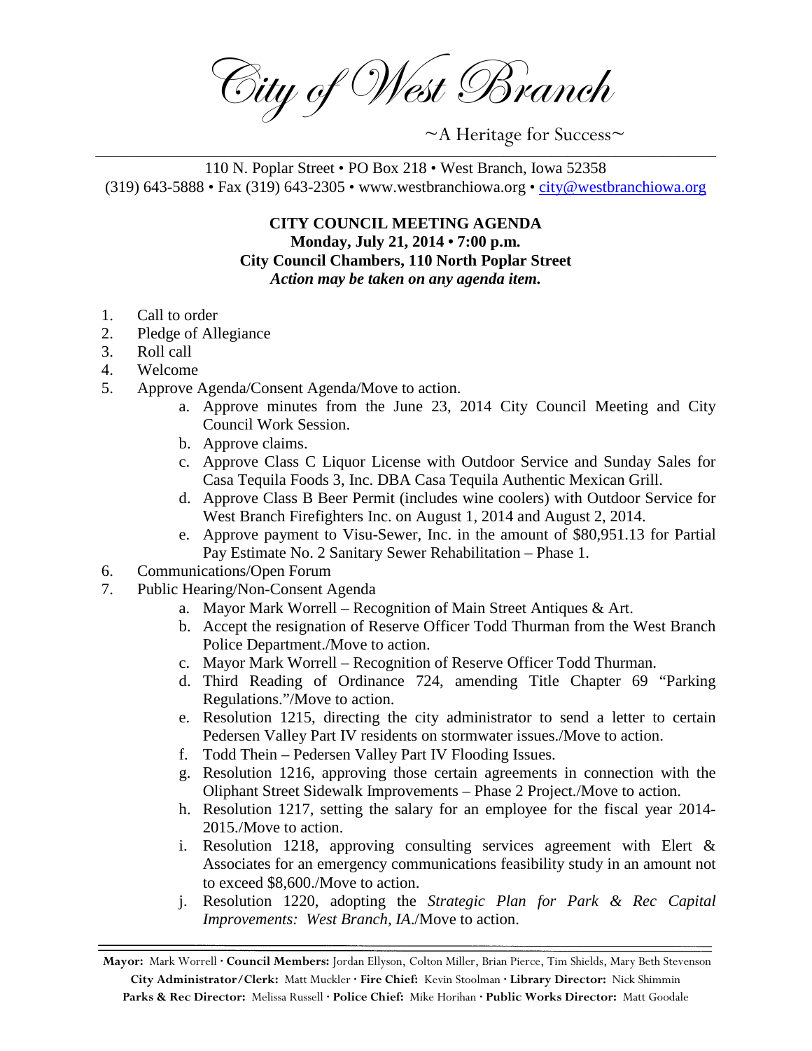# City of West Branch

~A Heritage for Success~

110 N. Poplar Street • PO Box 218 • West Branch, Iowa 52358
(319) 643-5888 • Fax (319) 643-2305 • www.westbranchiowa.org • city@westbranchiowa.org

**CITY COUNCIL MEETING AGENDA**
**Monday, July 21, 2014 • 7:00 p.m.**
**City Council Chambers, 110 North Poplar Street**
***Action may be taken on any agenda item.***

1. Call to order
2. Pledge of Allegiance
3. Roll call
4. Welcome
5. Approve Agenda/Consent Agenda/Move to action.
   a. Approve minutes from the June 23, 2014 City Council Meeting and City Council Work Session.
   b. Approve claims.
   c. Approve Class C Liquor License with Outdoor Service and Sunday Sales for Casa Tequila Foods 3, Inc. DBA Casa Tequila Authentic Mexican Grill.
   d. Approve Class B Beer Permit (includes wine coolers) with Outdoor Service for West Branch Firefighters Inc. on August 1, 2014 and August 2, 2014.
   e. Approve payment to Visu-Sewer, Inc. in the amount of $80,951.13 for Partial Pay Estimate No. 2 Sanitary Sewer Rehabilitation – Phase 1.
6. Communications/Open Forum
7. Public Hearing/Non-Consent Agenda
   a. Mayor Mark Worrell – Recognition of Main Street Antiques & Art.
   b. Accept the resignation of Reserve Officer Todd Thurman from the West Branch Police Department./Move to action.
   c. Mayor Mark Worrell – Recognition of Reserve Officer Todd Thurman.
   d. Third Reading of Ordinance 724, amending Title Chapter 69 "Parking Regulations."/Move to action.
   e. Resolution 1215, directing the city administrator to send a letter to certain Pedersen Valley Part IV residents on stormwater issues./Move to action.
   f. Todd Thein – Pedersen Valley Part IV Flooding Issues.
   g. Resolution 1216, approving those certain agreements in connection with the Oliphant Street Sidewalk Improvements – Phase 2 Project./Move to action.
   h. Resolution 1217, setting the salary for an employee for the fiscal year 2014-2015./Move to action.
   i. Resolution 1218, approving consulting services agreement with Elert & Associates for an emergency communications feasibility study in an amount not to exceed $8,600./Move to action.
   j. Resolution 1220, adopting the *Strategic Plan for Park & Rec Capital Improvements: West Branch, IA.*/Move to action.

**Mayor:** Mark Worrell · **Council Members:** Jordan Ellyson, Colton Miller, Brian Pierce, Tim Shields, Mary Beth Stevenson
**City Administrator/Clerk:** Matt Muckler · **Fire Chief:** Kevin Stoolman · **Library Director:** Nick Shimmin
**Parks & Rec Director:** Melissa Russell · **Police Chief:** Mike Horihan · **Public Works Director:** Matt Goodale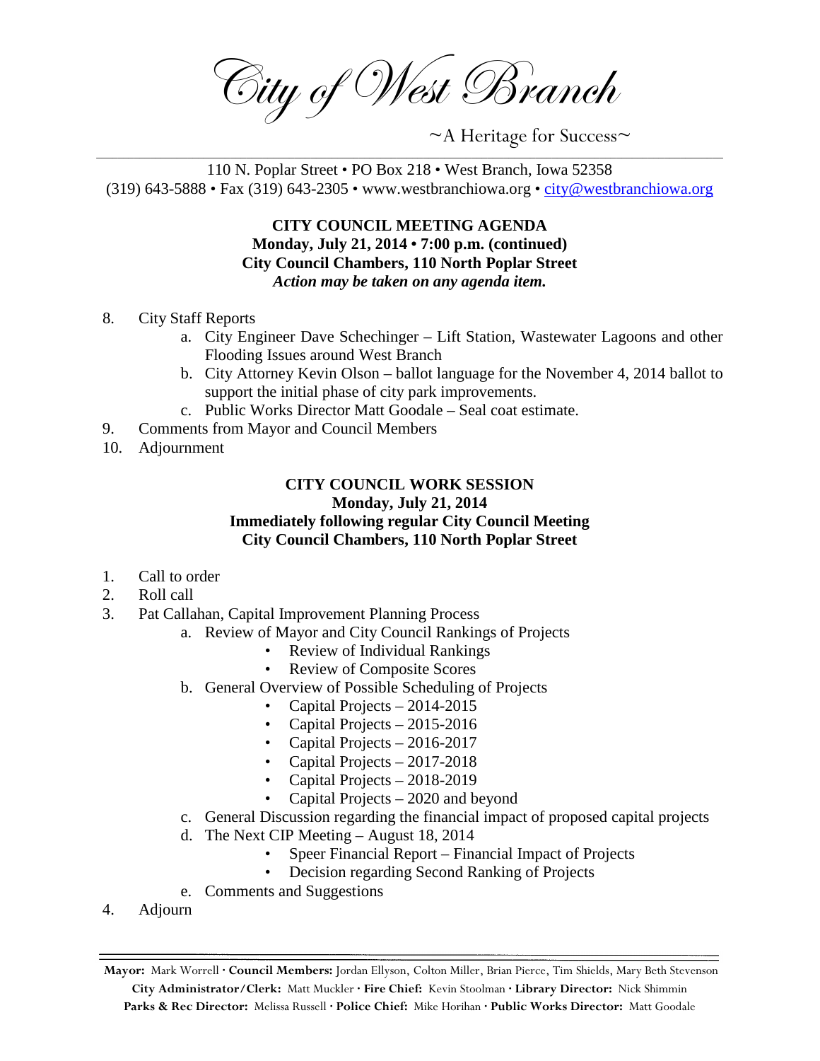# City of West Branch

~A Heritage for Success~

110 N. Poplar Street • PO Box 218 • West Branch, Iowa 52358
(319) 643-5888 • Fax (319) 643-2305 • www.westbranchiowa.org • city@westbranchiowa.org

**CITY COUNCIL MEETING AGENDA**
**Monday, July 21, 2014 • 7:00 p.m. (continued)**
**City Council Chambers, 110 North Poplar Street**
***Action may be taken on any agenda item.***

8. City Staff Reports
   a. City Engineer Dave Schechinger – Lift Station, Wastewater Lagoons and other Flooding Issues around West Branch
   b. City Attorney Kevin Olson – ballot language for the November 4, 2014 ballot to support the initial phase of city park improvements.
   c. Public Works Director Matt Goodale – Seal coat estimate.
9. Comments from Mayor and Council Members
10. Adjournment

**CITY COUNCIL WORK SESSION**
**Monday, July 21, 2014**
**Immediately following regular City Council Meeting**
**City Council Chambers, 110 North Poplar Street**

1. Call to order
2. Roll call
3. Pat Callahan, Capital Improvement Planning Process
   a. Review of Mayor and City Council Rankings of Projects
      - Review of Individual Rankings
      - Review of Composite Scores
   b. General Overview of Possible Scheduling of Projects
      - Capital Projects – 2014-2015
      - Capital Projects – 2015-2016
      - Capital Projects – 2016-2017
      - Capital Projects – 2017-2018
      - Capital Projects – 2018-2019
      - Capital Projects – 2020 and beyond
   c. General Discussion regarding the financial impact of proposed capital projects
   d. The Next CIP Meeting – August 18, 2014
      - Speer Financial Report – Financial Impact of Projects
      - Decision regarding Second Ranking of Projects
   e. Comments and Suggestions
4. Adjourn

**Mayor:** Mark Worrell · **Council Members:** Jordan Ellyson, Colton Miller, Brian Pierce, Tim Shields, Mary Beth Stevenson
**City Administrator/Clerk:** Matt Muckler · **Fire Chief:** Kevin Stoolman · **Library Director:** Nick Shimmin
**Parks & Rec Director:** Melissa Russell · **Police Chief:** Mike Horihan · **Public Works Director:** Matt Goodale